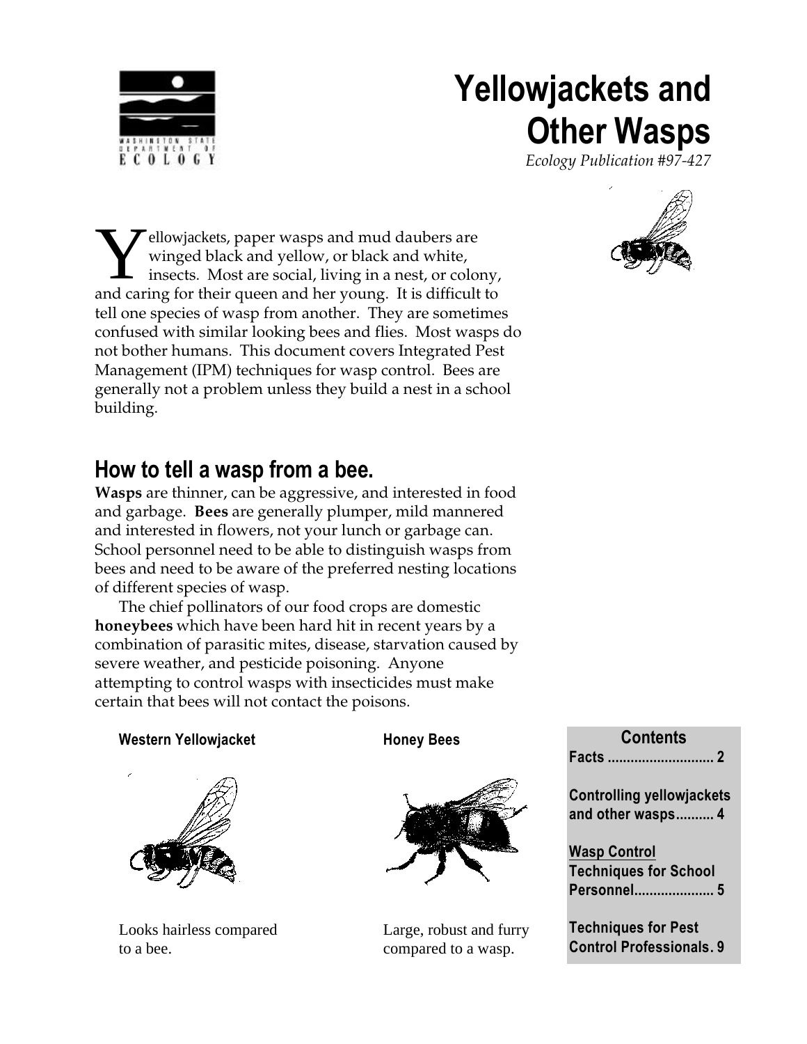# Yellowjackets and Other Wasps

*Ecology Publication #97-427*

Yellowjackets, paper wasps and mud daubers are winged black and yellow, or black and white, insects. Most are social, living in a nest, or colony, and caring for their queen and her young. It is difficult to tell one species of wasp from another. They are sometimes confused with similar looking bees and flies. Most wasps do not bother humans. This document covers Integrated Pest Management (IPM) techniques for wasp control. Bees are generally not a problem unless they build a nest in a school building.

## How to tell a wasp from a bee.

**Wasps** are thinner, can be aggressive, and interested in food and garbage. **Bees** are generally plumper, mild mannered and interested in flowers, not your lunch or garbage can. School personnel need to be able to distinguish wasps from bees and need to be aware of the preferred nesting locations of different species of wasp.

The chief pollinators of our food crops are domestic **honeybees** which have been hard hit in recent years by a combination of parasitic mites, disease, starvation caused by severe weather, and pesticide poisoning. Anyone attempting to control wasps with insecticides must make certain that bees will not contact the poisons.

**Western Yellowjacket**

Looks hairless compared to a bee.

**Honey Bees**

Large, robust and furry compared to a wasp.

| Contents | |
|---|---|
| Facts | 2 |
| Controlling yellowjackets and other wasps | 4 |
| Wasp Control Techniques for School Personnel | 5 |
| Techniques for Pest Control Professionals | 9 |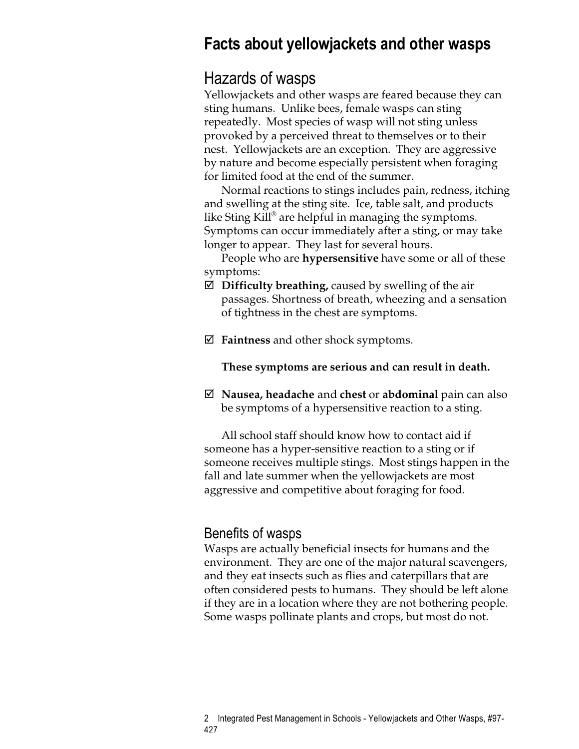# Facts about yellowjackets and other wasps

## Hazards of wasps

Yellowjackets and other wasps are feared because they can sting humans. Unlike bees, female wasps can sting repeatedly. Most species of wasp will not sting unless provoked by a perceived threat to themselves or to their nest. Yellowjackets are an exception. They are aggressive by nature and become especially persistent when foraging for limited food at the end of the summer.

Normal reactions to stings includes pain, redness, itching and swelling at the sting site. Ice, table salt, and products like Sting Kill® are helpful in managing the symptoms. Symptoms can occur immediately after a sting, or may take longer to appear. They last for several hours.

People who are **hypersensitive** have some or all of these symptoms:

- ☑ **Difficulty breathing,** caused by swelling of the air passages. Shortness of breath, wheezing and a sensation of tightness in the chest are symptoms.

- ☑ **Faintness** and other shock symptoms.

  **These symptoms are serious and can result in death.**

- ☑ **Nausea, headache** and **chest** or **abdominal** pain can also be symptoms of a hypersensitive reaction to a sting.

All school staff should know how to contact aid if someone has a hyper-sensitive reaction to a sting or if someone receives multiple stings. Most stings happen in the fall and late summer when the yellowjackets are most aggressive and competitive about foraging for food.

## Benefits of wasps

Wasps are actually beneficial insects for humans and the environment. They are one of the major natural scavengers, and they eat insects such as flies and caterpillars that are often considered pests to humans. They should be left alone if they are in a location where they are not bothering people. Some wasps pollinate plants and crops, but most do not.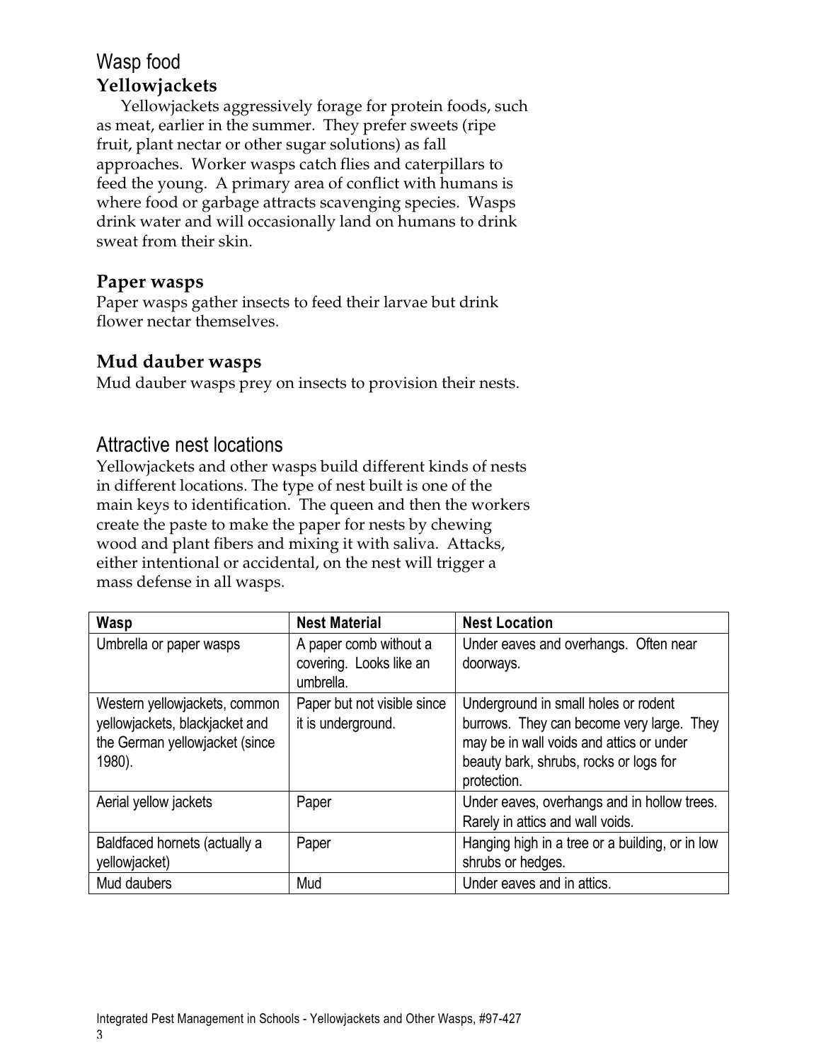## Wasp food

### Yellowjackets

Yellowjackets aggressively forage for protein foods, such as meat, earlier in the summer. They prefer sweets (ripe fruit, plant nectar or other sugar solutions) as fall approaches. Worker wasps catch flies and caterpillars to feed the young. A primary area of conflict with humans is where food or garbage attracts scavenging species. Wasps drink water and will occasionally land on humans to drink sweat from their skin.

### Paper wasps

Paper wasps gather insects to feed their larvae but drink flower nectar themselves.

### Mud dauber wasps

Mud dauber wasps prey on insects to provision their nests.

## Attractive nest locations

Yellowjackets and other wasps build different kinds of nests in different locations. The type of nest built is one of the main keys to identification. The queen and then the workers create the paste to make the paper for nests by chewing wood and plant fibers and mixing it with saliva. Attacks, either intentional or accidental, on the nest will trigger a mass defense in all wasps.

| Wasp | Nest Material | Nest Location |
| --- | --- | --- |
| Umbrella or paper wasps | A paper comb without a covering. Looks like an umbrella. | Under eaves and overhangs. Often near doorways. |
| Western yellowjackets, common yellowjackets, blackjacket and the German yellowjacket (since 1980). | Paper but not visible since it is underground. | Underground in small holes or rodent burrows. They can become very large. They may be in wall voids and attics or under beauty bark, shrubs, rocks or logs for protection. |
| Aerial yellow jackets | Paper | Under eaves, overhangs and in hollow trees. Rarely in attics and wall voids. |
| Baldfaced hornets (actually a yellowjacket) | Paper | Hanging high in a tree or a building, or in low shrubs or hedges. |
| Mud daubers | Mud | Under eaves and in attics. |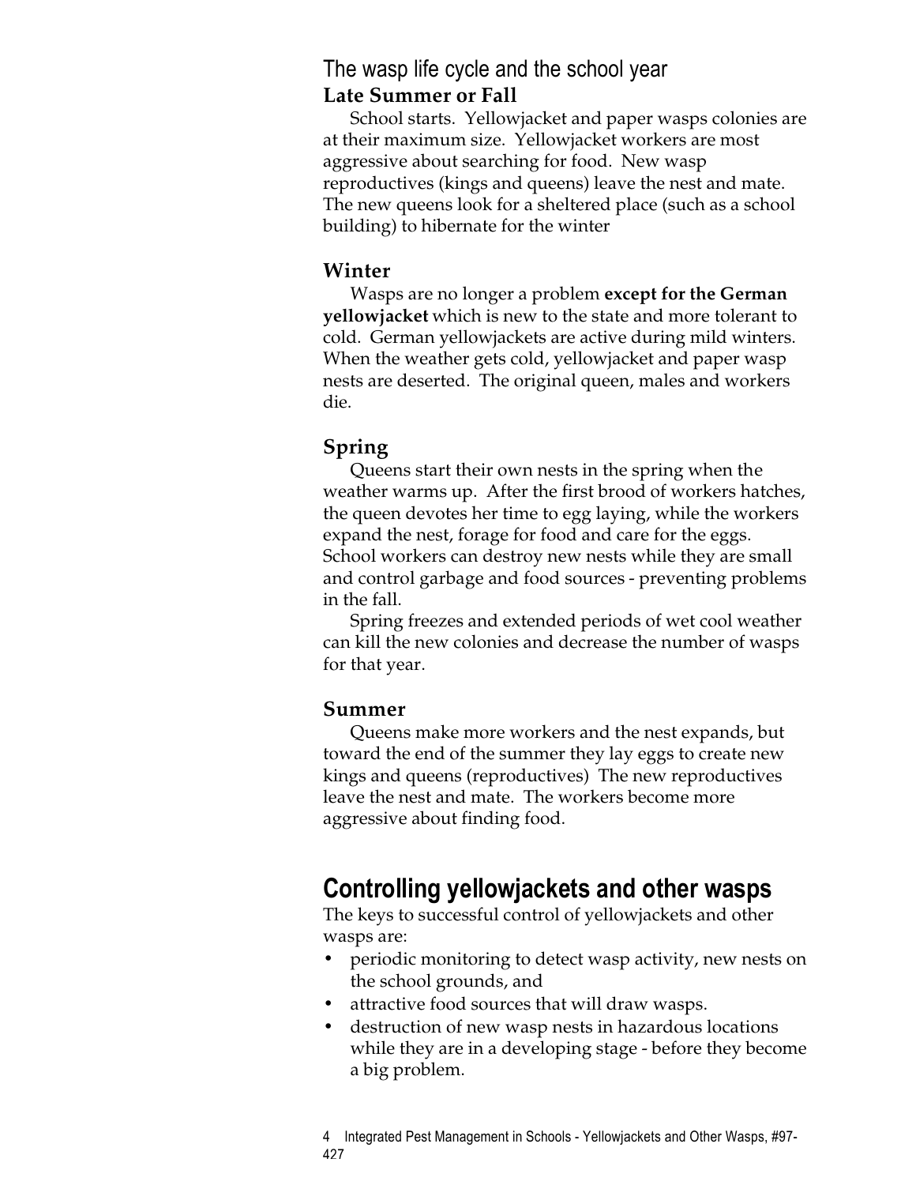## The wasp life cycle and the school year

### Late Summer or Fall

School starts. Yellowjacket and paper wasps colonies are at their maximum size. Yellowjacket workers are most aggressive about searching for food. New wasp reproductives (kings and queens) leave the nest and mate. The new queens look for a sheltered place (such as a school building) to hibernate for the winter

### Winter

Wasps are no longer a problem **except for the German yellowjacket** which is new to the state and more tolerant to cold. German yellowjackets are active during mild winters. When the weather gets cold, yellowjacket and paper wasp nests are deserted. The original queen, males and workers die.

### Spring

Queens start their own nests in the spring when the weather warms up. After the first brood of workers hatches, the queen devotes her time to egg laying, while the workers expand the nest, forage for food and care for the eggs. School workers can destroy new nests while they are small and control garbage and food sources - preventing problems in the fall.

Spring freezes and extended periods of wet cool weather can kill the new colonies and decrease the number of wasps for that year.

### Summer

Queens make more workers and the nest expands, but toward the end of the summer they lay eggs to create new kings and queens (reproductives) The new reproductives leave the nest and mate. The workers become more aggressive about finding food.

## Controlling yellowjackets and other wasps

The keys to successful control of yellowjackets and other wasps are:

- periodic monitoring to detect wasp activity, new nests on the school grounds, and
- attractive food sources that will draw wasps.
- destruction of new wasp nests in hazardous locations while they are in a developing stage - before they become a big problem.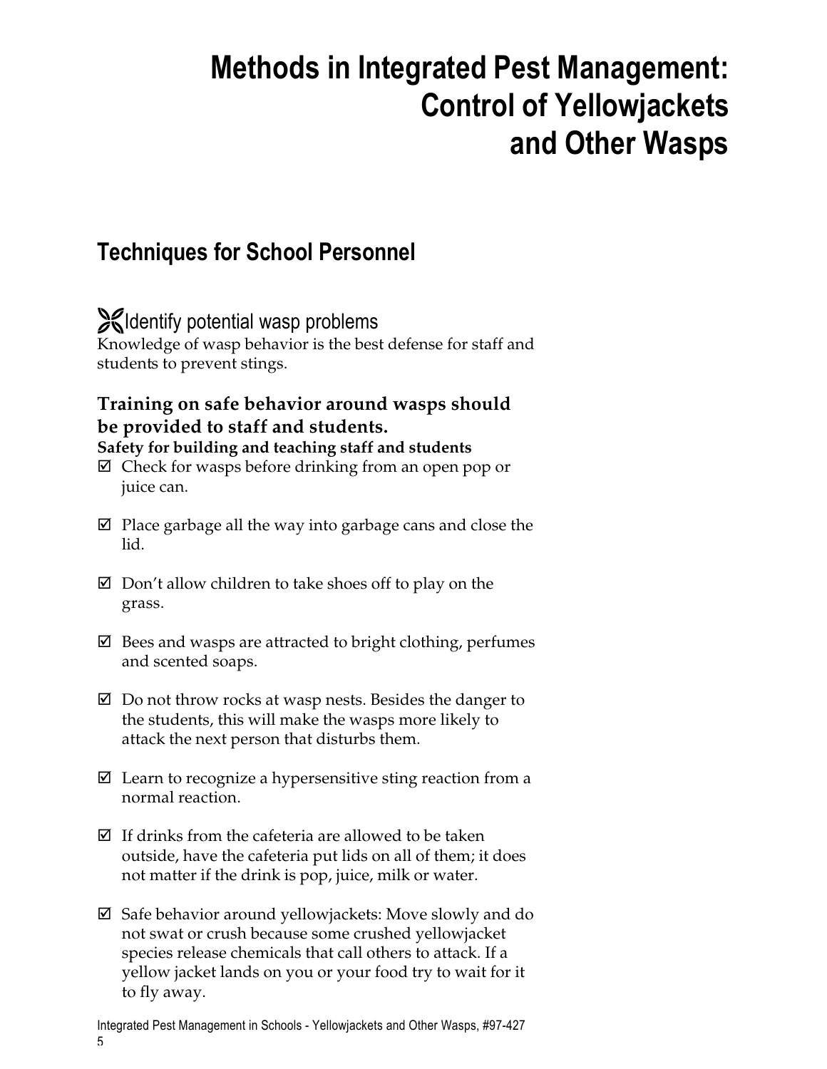# Methods in Integrated Pest Management: Control of Yellowjackets and Other Wasps

## Techniques for School Personnel

### Identify potential wasp problems

Knowledge of wasp behavior is the best defense for staff and students to prevent stings.

**Training on safe behavior around wasps should be provided to staff and students.**

**Safety for building and teaching staff and students**

- ☑ Check for wasps before drinking from an open pop or juice can.
- ☑ Place garbage all the way into garbage cans and close the lid.
- ☑ Don't allow children to take shoes off to play on the grass.
- ☑ Bees and wasps are attracted to bright clothing, perfumes and scented soaps.
- ☑ Do not throw rocks at wasp nests. Besides the danger to the students, this will make the wasps more likely to attack the next person that disturbs them.
- ☑ Learn to recognize a hypersensitive sting reaction from a normal reaction.
- ☑ If drinks from the cafeteria are allowed to be taken outside, have the cafeteria put lids on all of them; it does not matter if the drink is pop, juice, milk or water.
- ☑ Safe behavior around yellowjackets: Move slowly and do not swat or crush because some crushed yellowjacket species release chemicals that call others to attack. If a yellow jacket lands on you or your food try to wait for it to fly away.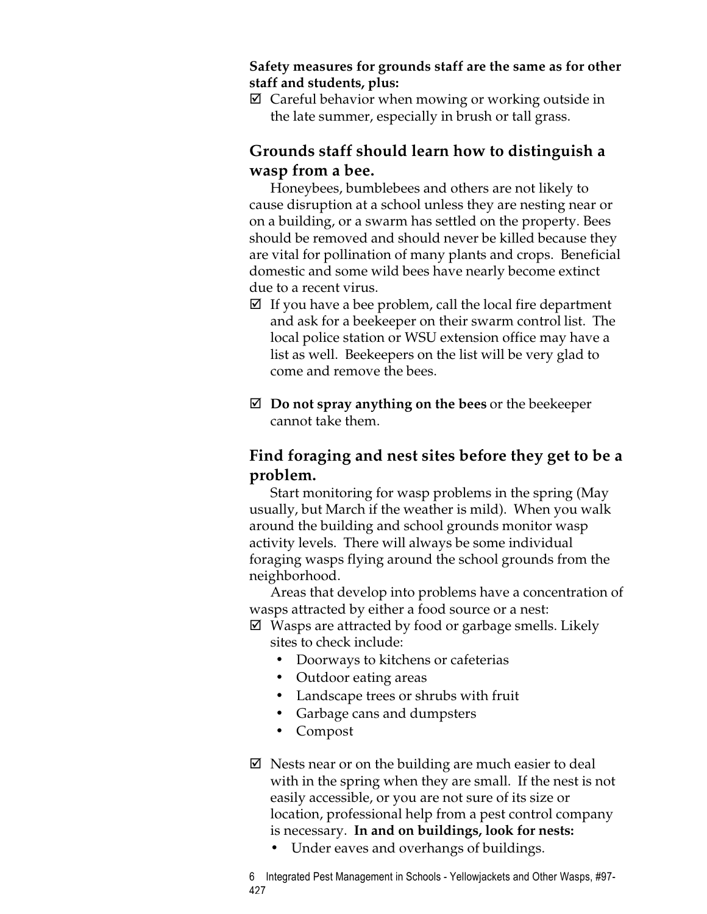**Safety measures for grounds staff are the same as for other staff and students, plus:**

☑ Careful behavior when mowing or working outside in the late summer, especially in brush or tall grass.

## Grounds staff should learn how to distinguish a wasp from a bee.

Honeybees, bumblebees and others are not likely to cause disruption at a school unless they are nesting near or on a building, or a swarm has settled on the property. Bees should be removed and should never be killed because they are vital for pollination of many plants and crops. Beneficial domestic and some wild bees have nearly become extinct due to a recent virus.

☑ If you have a bee problem, call the local fire department and ask for a beekeeper on their swarm control list. The local police station or WSU extension office may have a list as well. Beekeepers on the list will be very glad to come and remove the bees.

☑ **Do not spray anything on the bees** or the beekeeper cannot take them.

## Find foraging and nest sites before they get to be a problem.

Start monitoring for wasp problems in the spring (May usually, but March if the weather is mild). When you walk around the building and school grounds monitor wasp activity levels. There will always be some individual foraging wasps flying around the school grounds from the neighborhood.

Areas that develop into problems have a concentration of wasps attracted by either a food source or a nest:

☑ Wasps are attracted by food or garbage smells. Likely sites to check include:

- Doorways to kitchens or cafeterias
- Outdoor eating areas
- Landscape trees or shrubs with fruit
- Garbage cans and dumpsters
- Compost

☑ Nests near or on the building are much easier to deal with in the spring when they are small. If the nest is not easily accessible, or you are not sure of its size or location, professional help from a pest control company is necessary. **In and on buildings, look for nests:**

- Under eaves and overhangs of buildings.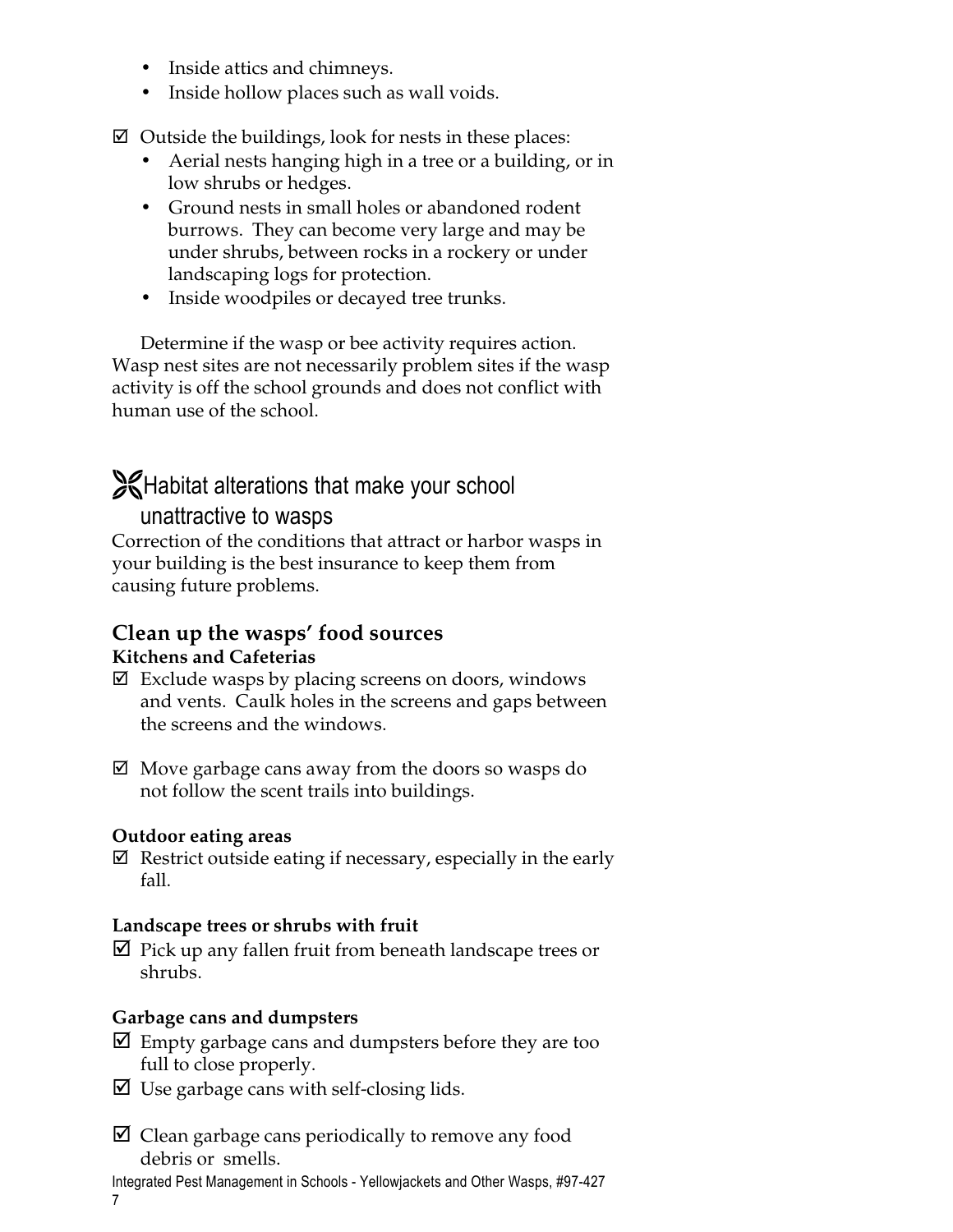- Inside attics and chimneys.
- Inside hollow places such as wall voids.

☑ Outside the buildings, look for nests in these places:

- Aerial nests hanging high in a tree or a building, or in low shrubs or hedges.
- Ground nests in small holes or abandoned rodent burrows. They can become very large and may be under shrubs, between rocks in a rockery or under landscaping logs for protection.
- Inside woodpiles or decayed tree trunks.

Determine if the wasp or bee activity requires action. Wasp nest sites are not necessarily problem sites if the wasp activity is off the school grounds and does not conflict with human use of the school.

## Habitat alterations that make your school unattractive to wasps

Correction of the conditions that attract or harbor wasps in your building is the best insurance to keep them from causing future problems.

### Clean up the wasps' food sources

**Kitchens and Cafeterias**

☑ Exclude wasps by placing screens on doors, windows and vents. Caulk holes in the screens and gaps between the screens and the windows.

☑ Move garbage cans away from the doors so wasps do not follow the scent trails into buildings.

**Outdoor eating areas**

☑ Restrict outside eating if necessary, especially in the early fall.

**Landscape trees or shrubs with fruit**

☑ Pick up any fallen fruit from beneath landscape trees or shrubs.

**Garbage cans and dumpsters**

☑ Empty garbage cans and dumpsters before they are too full to close properly.

☑ Use garbage cans with self-closing lids.

☑ Clean garbage cans periodically to remove any food debris or smells.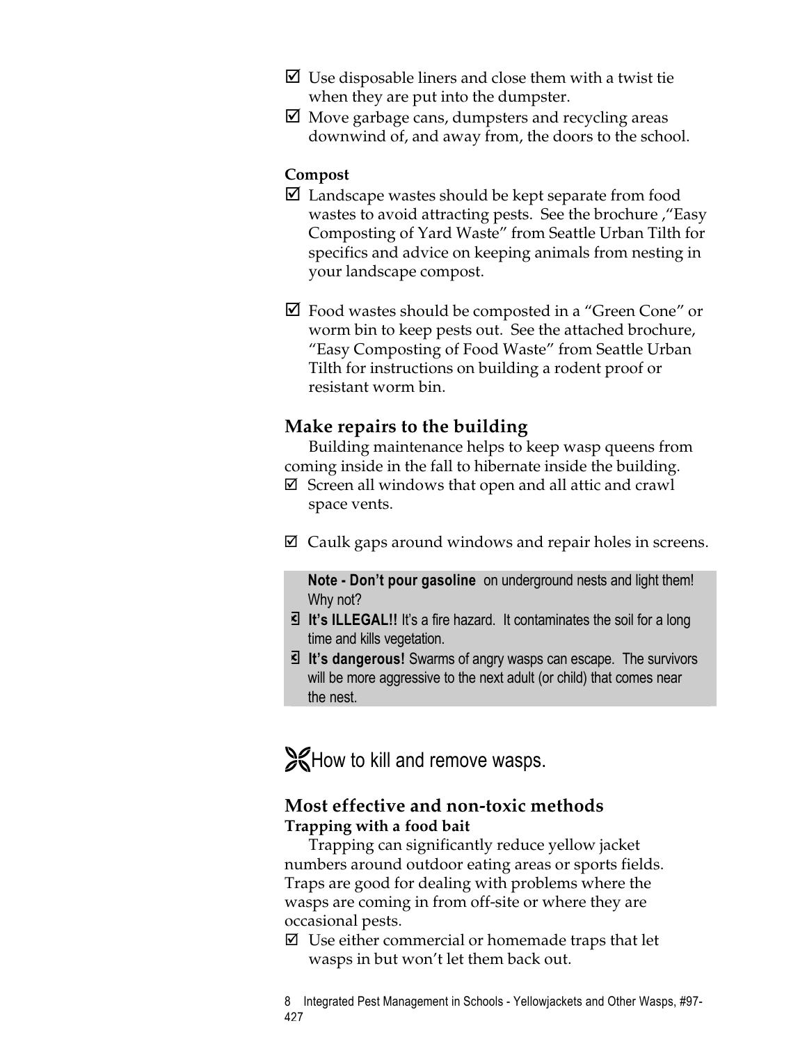- ☑ Use disposable liners and close them with a twist tie when they are put into the dumpster.
- ☑ Move garbage cans, dumpsters and recycling areas downwind of, and away from, the doors to the school.

**Compost**

- ☑ Landscape wastes should be kept separate from food wastes to avoid attracting pests. See the brochure ,"Easy Composting of Yard Waste" from Seattle Urban Tilth for specifics and advice on keeping animals from nesting in your landscape compost.

- ☑ Food wastes should be composted in a "Green Cone" or worm bin to keep pests out. See the attached brochure, "Easy Composting of Food Waste" from Seattle Urban Tilth for instructions on building a rodent proof or resistant worm bin.

### Make repairs to the building

Building maintenance helps to keep wasp queens from coming inside in the fall to hibernate inside the building.

- ☑ Screen all windows that open and all attic and crawl space vents.

- ☑ Caulk gaps around windows and repair holes in screens.

> **Note - Don't pour gasoline** on underground nests and light them! Why not?
>
> - **It's ILLEGAL!!** It's a fire hazard. It contaminates the soil for a long time and kills vegetation.
> - **It's dangerous!** Swarms of angry wasps can escape. The survivors will be more aggressive to the next adult (or child) that comes near the nest.

## How to kill and remove wasps.

### Most effective and non-toxic methods

**Trapping with a food bait**

Trapping can significantly reduce yellow jacket numbers around outdoor eating areas or sports fields. Traps are good for dealing with problems where the wasps are coming in from off-site or where they are occasional pests.

- ☑ Use either commercial or homemade traps that let wasps in but won't let them back out.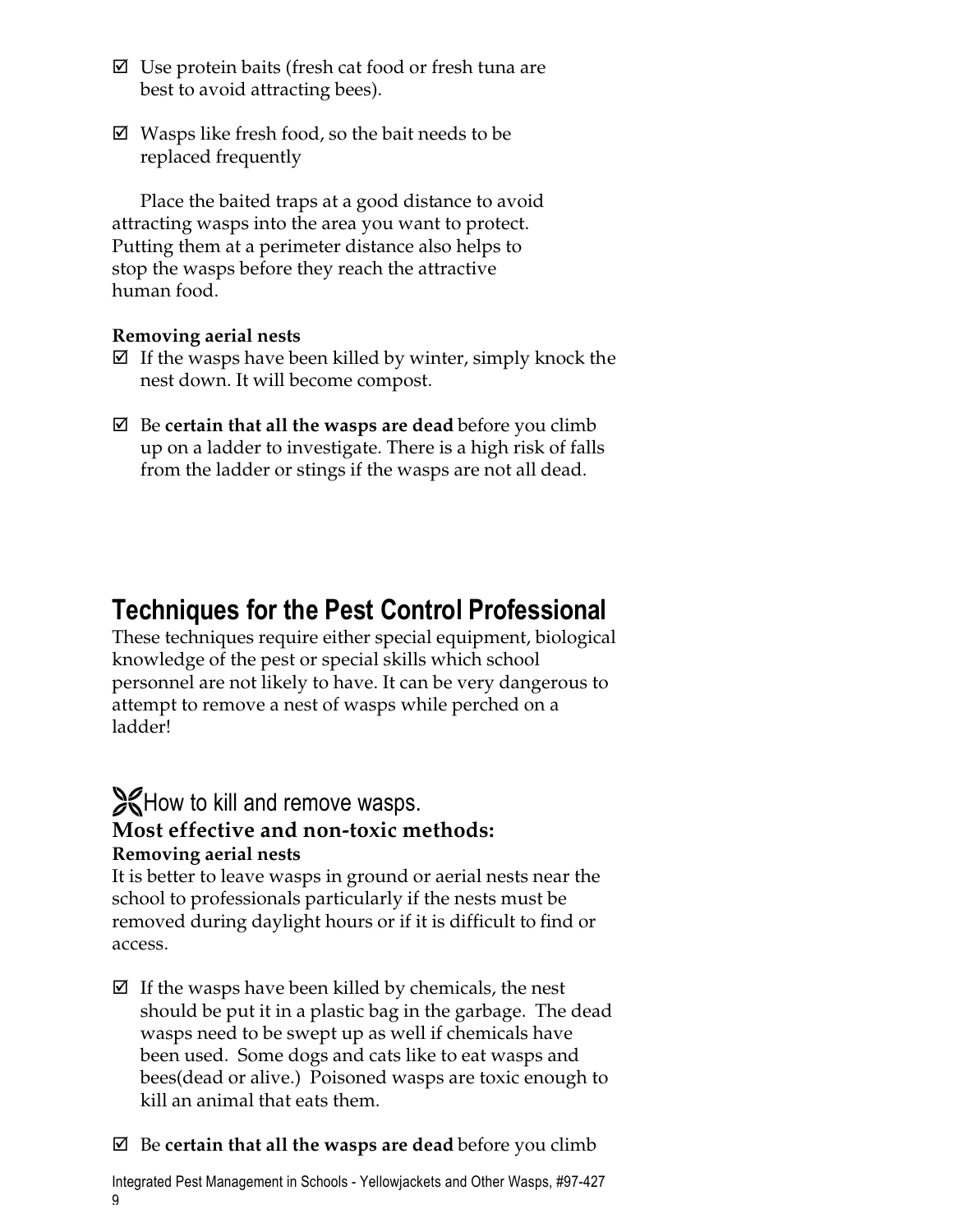- ☑ Use protein baits (fresh cat food or fresh tuna are best to avoid attracting bees).

- ☑ Wasps like fresh food, so the bait needs to be replaced frequently

Place the baited traps at a good distance to avoid attracting wasps into the area you want to protect. Putting them at a perimeter distance also helps to stop the wasps before they reach the attractive human food.

**Removing aerial nests**

- ☑ If the wasps have been killed by winter, simply knock the nest down. It will become compost.

- ☑ Be **certain that all the wasps are dead** before you climb up on a ladder to investigate. There is a high risk of falls from the ladder or stings if the wasps are not all dead.

## Techniques for the Pest Control Professional

These techniques require either special equipment, biological knowledge of the pest or special skills which school personnel are not likely to have. It can be very dangerous to attempt to remove a nest of wasps while perched on a ladder!

### How to kill and remove wasps.

### Most effective and non-toxic methods:

**Removing aerial nests**

It is better to leave wasps in ground or aerial nests near the school to professionals particularly if the nests must be removed during daylight hours or if it is difficult to find or access.

- ☑ If the wasps have been killed by chemicals, the nest should be put it in a plastic bag in the garbage. The dead wasps need to be swept up as well if chemicals have been used. Some dogs and cats like to eat wasps and bees(dead or alive.) Poisoned wasps are toxic enough to kill an animal that eats them.

- ☑ Be **certain that all the wasps are dead** before you climb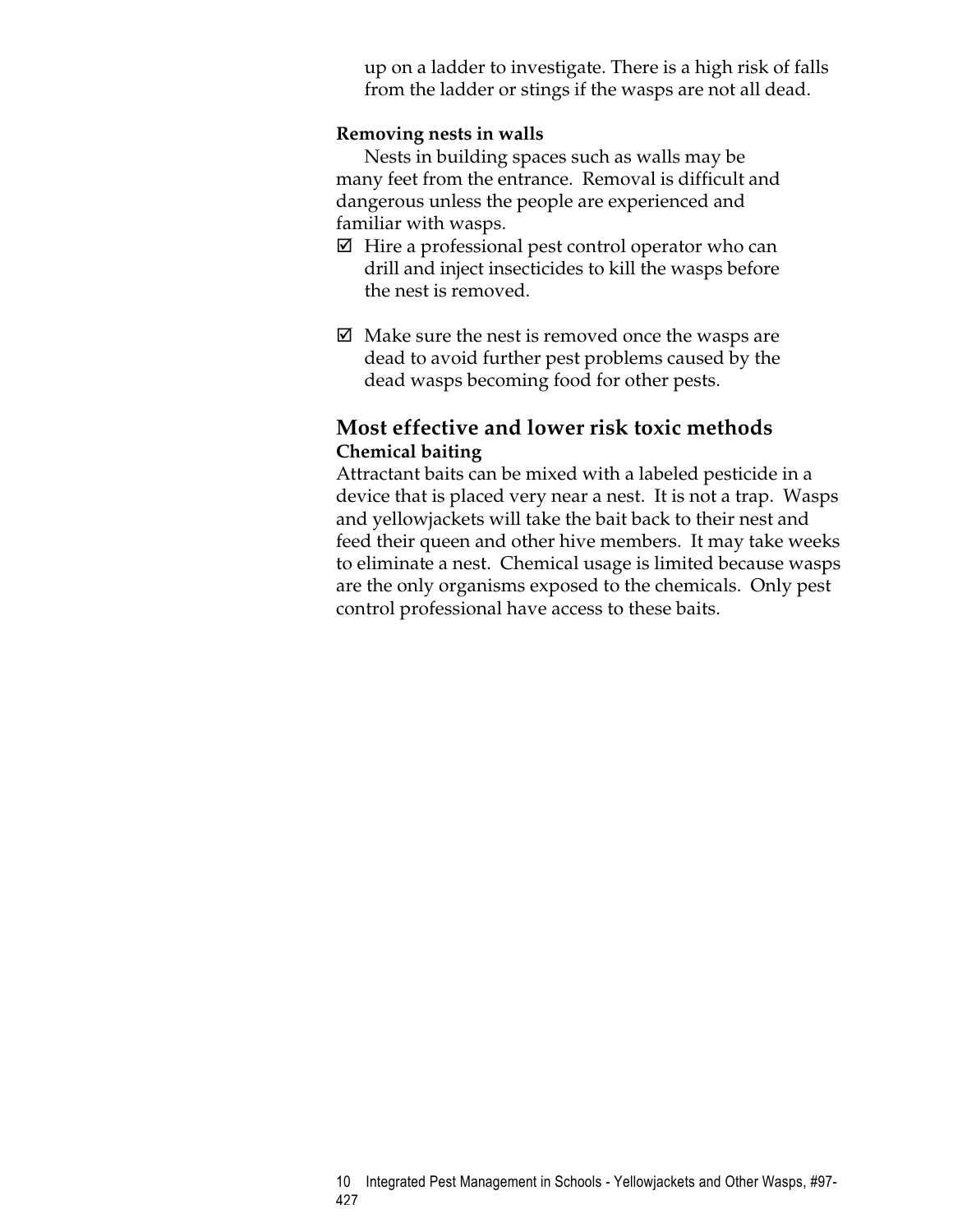up on a ladder to investigate. There is a high risk of falls from the ladder or stings if the wasps are not all dead.

**Removing nests in walls**

Nests in building spaces such as walls may be many feet from the entrance. Removal is difficult and dangerous unless the people are experienced and familiar with wasps.

- ☑ Hire a professional pest control operator who can drill and inject insecticides to kill the wasps before the nest is removed.

- ☑ Make sure the nest is removed once the wasps are dead to avoid further pest problems caused by the dead wasps becoming food for other pests.

## Most effective and lower risk toxic methods

**Chemical baiting**

Attractant baits can be mixed with a labeled pesticide in a device that is placed very near a nest. It is not a trap. Wasps and yellowjackets will take the bait back to their nest and feed their queen and other hive members. It may take weeks to eliminate a nest. Chemical usage is limited because wasps are the only organisms exposed to the chemicals. Only pest control professional have access to these baits.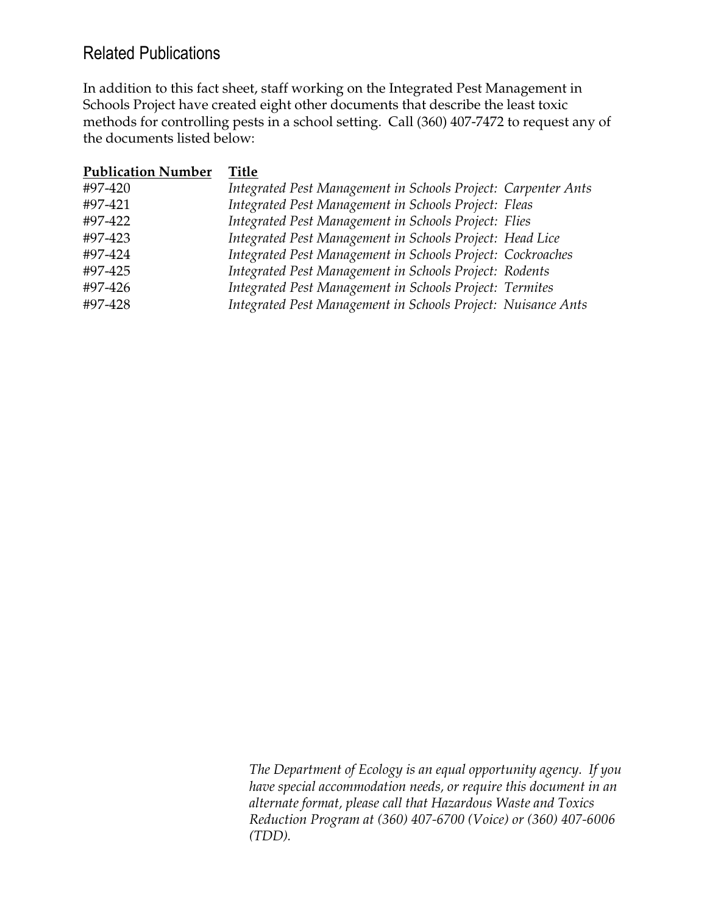## Related Publications

In addition to this fact sheet, staff working on the Integrated Pest Management in Schools Project have created eight other documents that describe the least toxic methods for controlling pests in a school setting. Call (360) 407-7472 to request any of the documents listed below:

| Publication Number | Title |
|---|---|
| #97-420 | *Integrated Pest Management in Schools Project: Carpenter Ants* |
| #97-421 | *Integrated Pest Management in Schools Project: Fleas* |
| #97-422 | *Integrated Pest Management in Schools Project: Flies* |
| #97-423 | *Integrated Pest Management in Schools Project: Head Lice* |
| #97-424 | *Integrated Pest Management in Schools Project: Cockroaches* |
| #97-425 | *Integrated Pest Management in Schools Project: Rodents* |
| #97-426 | *Integrated Pest Management in Schools Project: Termites* |
| #97-428 | *Integrated Pest Management in Schools Project: Nuisance Ants* |

*The Department of Ecology is an equal opportunity agency. If you have special accommodation needs, or require this document in an alternate format, please call that Hazardous Waste and Toxics Reduction Program at (360) 407-6700 (Voice) or (360) 407-6006 (TDD).*